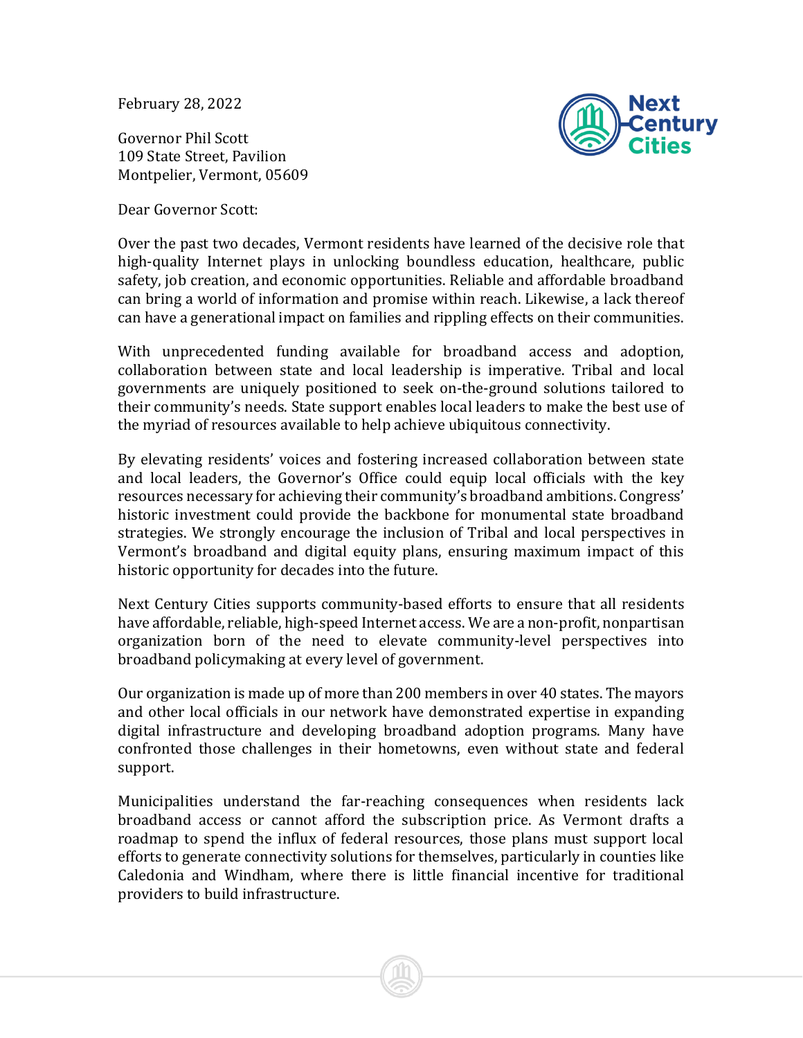February 28, 2022

Governor Phil Scott
109 State Street, Pavilion
Montpelier, Vermont, 05609

Dear Governor Scott:

Over the past two decades, Vermont residents have learned of the decisive role that high-quality Internet plays in unlocking boundless education, healthcare, public safety, job creation, and economic opportunities. Reliable and affordable broadband can bring a world of information and promise within reach. Likewise, a lack thereof can have a generational impact on families and rippling effects on their communities.

With unprecedented funding available for broadband access and adoption, collaboration between state and local leadership is imperative. Tribal and local governments are uniquely positioned to seek on-the-ground solutions tailored to their community's needs. State support enables local leaders to make the best use of the myriad of resources available to help achieve ubiquitous connectivity.

By elevating residents' voices and fostering increased collaboration between state and local leaders, the Governor's Office could equip local officials with the key resources necessary for achieving their community's broadband ambitions. Congress' historic investment could provide the backbone for monumental state broadband strategies. We strongly encourage the inclusion of Tribal and local perspectives in Vermont's broadband and digital equity plans, ensuring maximum impact of this historic opportunity for decades into the future.

Next Century Cities supports community-based efforts to ensure that all residents have affordable, reliable, high-speed Internet access. We are a non-profit, nonpartisan organization born of the need to elevate community-level perspectives into broadband policymaking at every level of government.

Our organization is made up of more than 200 members in over 40 states. The mayors and other local officials in our network have demonstrated expertise in expanding digital infrastructure and developing broadband adoption programs. Many have confronted those challenges in their hometowns, even without state and federal support.

Municipalities understand the far-reaching consequences when residents lack broadband access or cannot afford the subscription price. As Vermont drafts a roadmap to spend the influx of federal resources, those plans must support local efforts to generate connectivity solutions for themselves, particularly in counties like Caledonia and Windham, where there is little financial incentive for traditional providers to build infrastructure.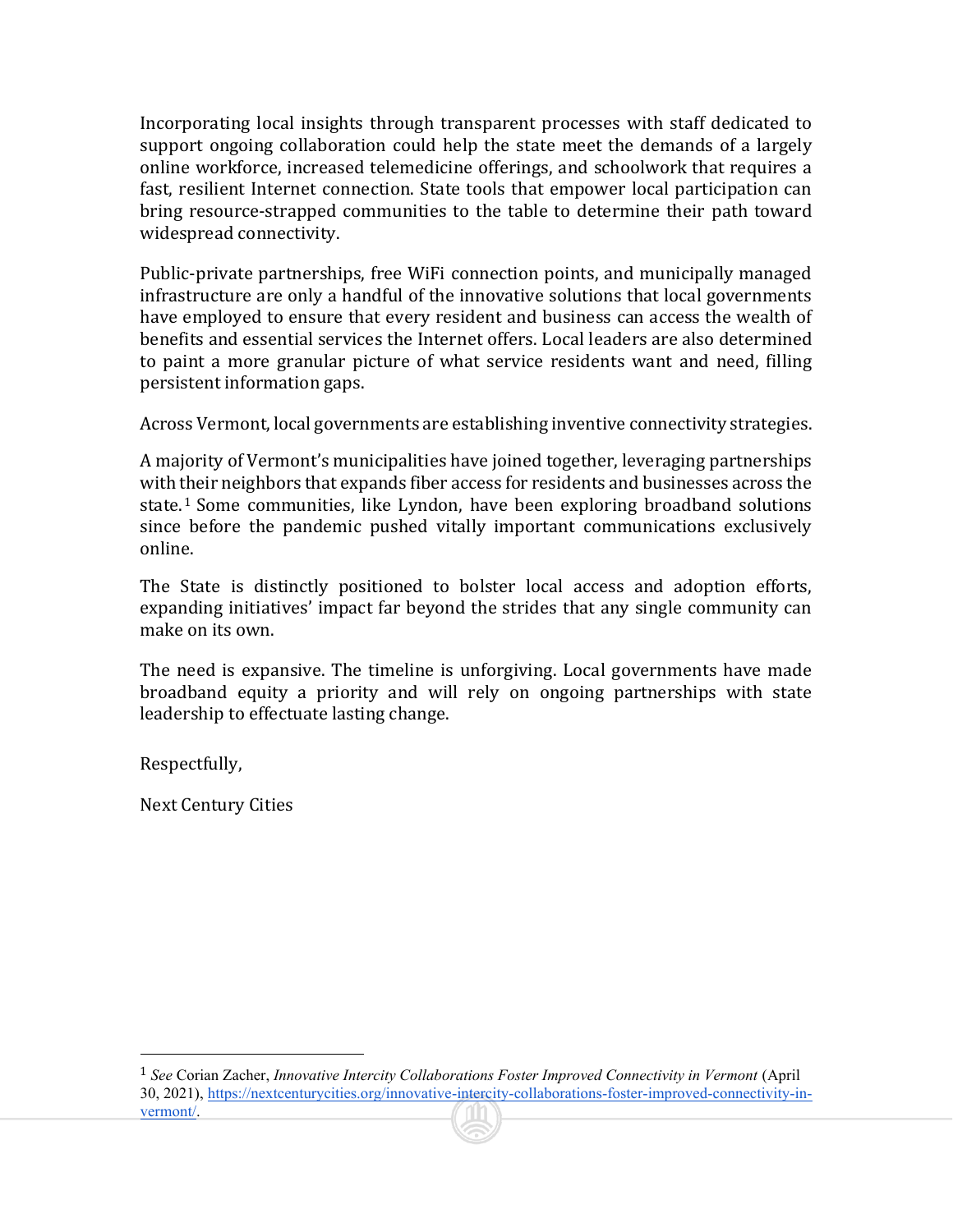Incorporating local insights through transparent processes with staff dedicated to support ongoing collaboration could help the state meet the demands of a largely online workforce, increased telemedicine offerings, and schoolwork that requires a fast, resilient Internet connection. State tools that empower local participation can bring resource-strapped communities to the table to determine their path toward widespread connectivity.

Public-private partnerships, free WiFi connection points, and municipally managed infrastructure are only a handful of the innovative solutions that local governments have employed to ensure that every resident and business can access the wealth of benefits and essential services the Internet offers. Local leaders are also determined to paint a more granular picture of what service residents want and need, filling persistent information gaps.

Across Vermont, local governments are establishing inventive connectivity strategies.

A majority of Vermont's municipalities have joined together, leveraging partnerships with their neighbors that expands fiber access for residents and businesses across the state.[1] Some communities, like Lyndon, have been exploring broadband solutions since before the pandemic pushed vitally important communications exclusively online.

The State is distinctly positioned to bolster local access and adoption efforts, expanding initiatives' impact far beyond the strides that any single community can make on its own.

The need is expansive. The timeline is unforgiving. Local governments have made broadband equity a priority and will rely on ongoing partnerships with state leadership to effectuate lasting change.

Respectfully,

Next Century Cities

---

[1] *See* Corian Zacher, *Innovative Intercity Collaborations Foster Improved Connectivity in Vermont* (April 30, 2021), https://nextcenturycities.org/innovative-intercity-collaborations-foster-improved-connectivity-in-vermont/.